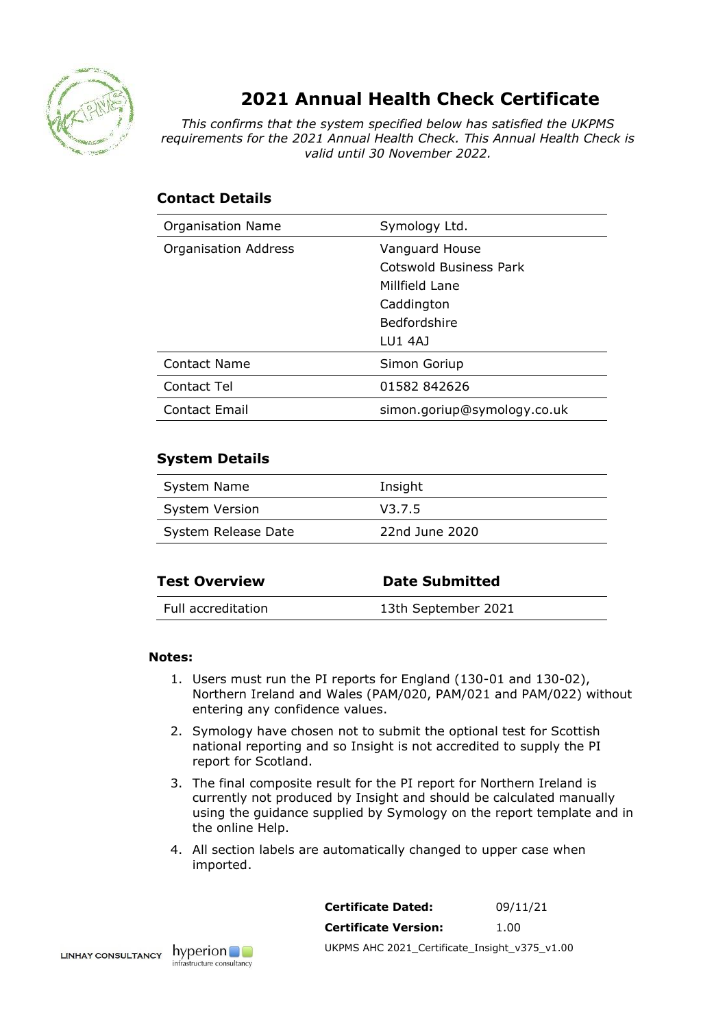# 2021 Annual Health Check Certificate

*This confirms that the system specified below has satisfied the UKPMS requirements for the 2021 Annual Health Check. This Annual Health Check is valid until 30 November 2022.*

## Contact Details

| | |
|---|---|
| Organisation Name | Symology Ltd. |
| Organisation Address | Vanguard House<br>Cotswold Business Park<br>Millfield Lane<br>Caddington<br>Bedfordshire<br>LU1 4AJ |
| Contact Name | Simon Goriup |
| Contact Tel | 01582 842626 |
| Contact Email | simon.goriup@symology.co.uk |

## System Details

| | |
|---|---|
| System Name | Insight |
| System Version | V3.7.5 |
| System Release Date | 22nd June 2020 |

| Test Overview | Date Submitted |
|---|---|
| Full accreditation | 13th September 2021 |

**Notes:**

1. Users must run the PI reports for England (130-01 and 130-02), Northern Ireland and Wales (PAM/020, PAM/021 and PAM/022) without entering any confidence values.
2. Symology have chosen not to submit the optional test for Scottish national reporting and so Insight is not accredited to supply the PI report for Scotland.
3. The final composite result for the PI report for Northern Ireland is currently not produced by Insight and should be calculated manually using the guidance supplied by Symology on the report template and in the online Help.
4. All section labels are automatically changed to upper case when imported.

| | |
|---|---|
| **Certificate Dated:** | 09/11/21 |
| **Certificate Version:** | 1.00 |

UKPMS AHC 2021_Certificate_Insight_v375_v1.00

LINHAY CONSULTANCY hyperion infrastructure consultancy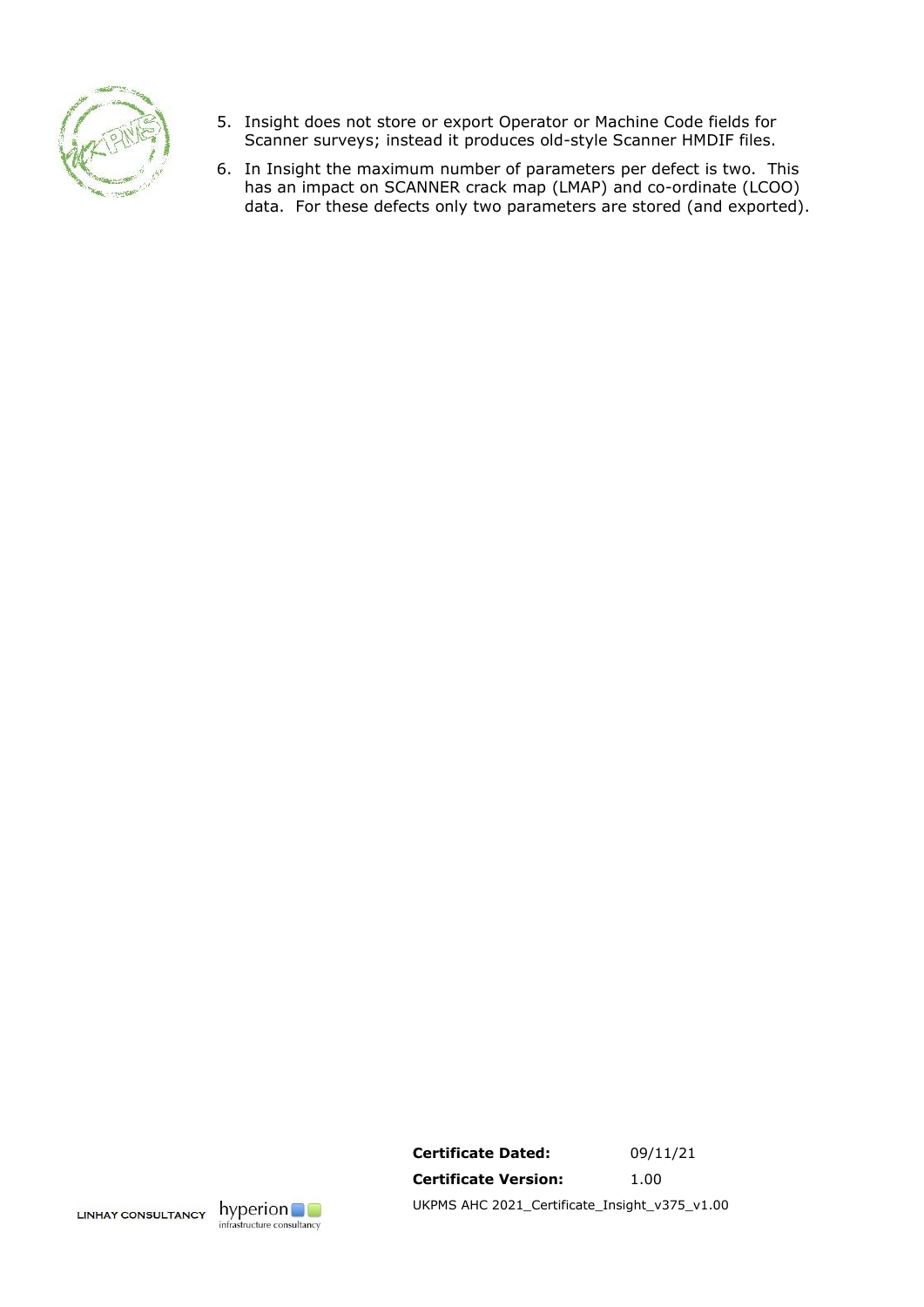5. Insight does not store or export Operator or Machine Code fields for Scanner surveys; instead it produces old-style Scanner HMDIF files.
6. In Insight the maximum number of parameters per defect is two. This has an impact on SCANNER crack map (LMAP) and co-ordinate (LCOO) data. For these defects only two parameters are stored (and exported).

**Certificate Dated:** 09/11/21

**Certificate Version:** 1.00

UKPMS AHC 2021_Certificate_Insight_v375_v1.00